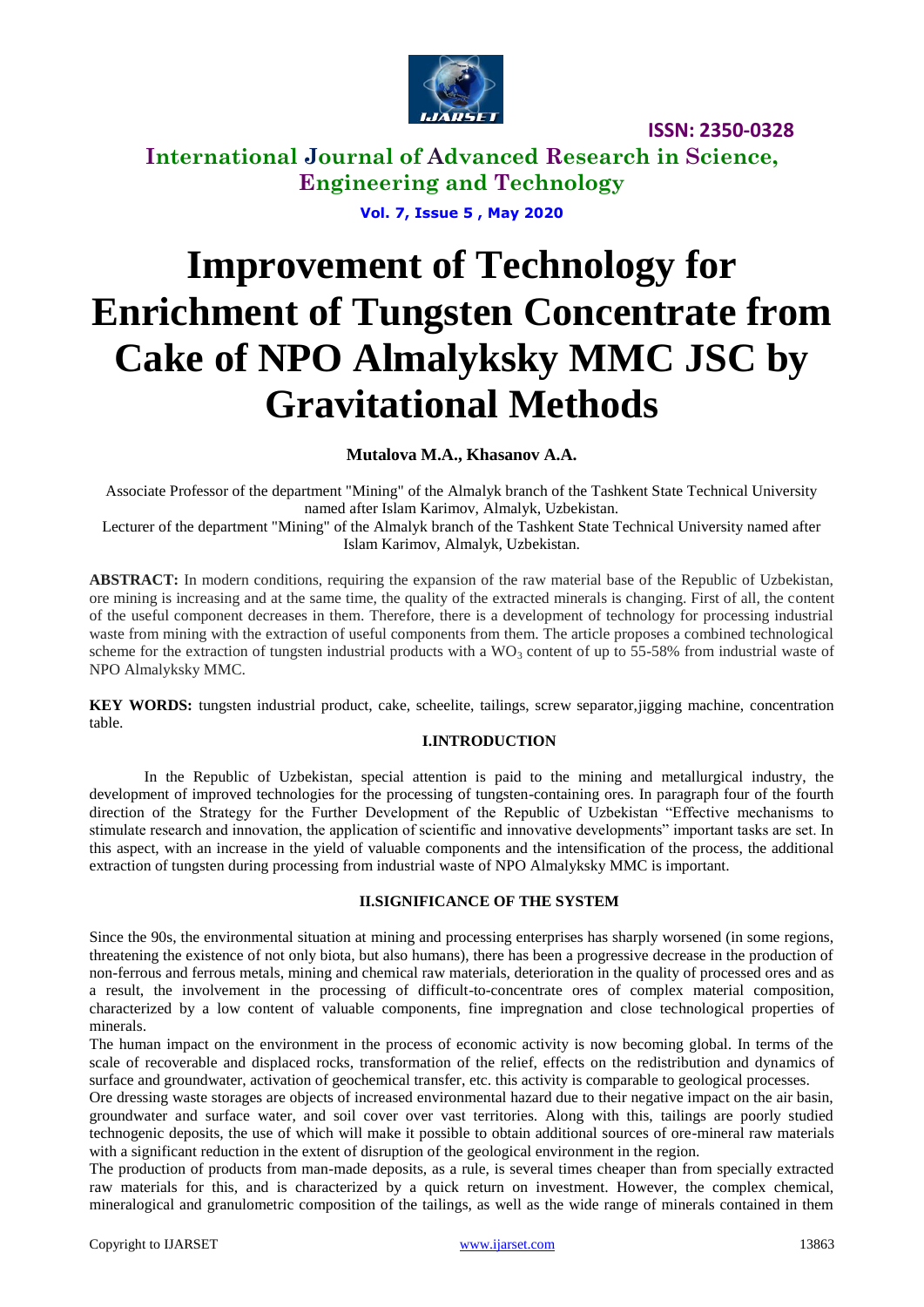# Improvement of Technology for Enrichment of Tungsten Concentrate from Cake of NPO Almalyksky MMC JSC by Gravitational Methods

**Mutalova M.A., Khasanov A.A.**

Associate Professor of the department "Mining" of the Almalyk branch of the Tashkent State Technical University named after Islam Karimov, Almalyk, Uzbekistan.

Lecturer of the department "Mining" of the Almalyk branch of the Tashkent State Technical University named after Islam Karimov, Almalyk, Uzbekistan.

**ABSTRACT:** In modern conditions, requiring the expansion of the raw material base of the Republic of Uzbekistan, ore mining is increasing and at the same time, the quality of the extracted minerals is changing. First of all, the content of the useful component decreases in them. Therefore, there is a development of technology for processing industrial waste from mining with the extraction of useful components from them. The article proposes a combined technological scheme for the extraction of tungsten industrial products with a $WO_3$ content of up to 55-58% from industrial waste of NPO Almalyksky MMC.

**KEY WORDS:** tungsten industrial product, cake, scheelite, tailings, screw separator,jigging machine, concentration table.

## I.INTRODUCTION

In the Republic of Uzbekistan, special attention is paid to the mining and metallurgical industry, the development of improved technologies for the processing of tungsten-containing ores. In paragraph four of the fourth direction of the Strategy for the Further Development of the Republic of Uzbekistan "Effective mechanisms to stimulate research and innovation, the application of scientific and innovative developments" important tasks are set. In this aspect, with an increase in the yield of valuable components and the intensification of the process, the additional extraction of tungsten during processing from industrial waste of NPO Almalyksky MMC is important.

## II.SIGNIFICANCE OF THE SYSTEM

Since the 90s, the environmental situation at mining and processing enterprises has sharply worsened (in some regions, threatening the existence of not only biota, but also humans), there has been a progressive decrease in the production of non-ferrous and ferrous metals, mining and chemical raw materials, deterioration in the quality of processed ores and as a result, the involvement in the processing of difficult-to-concentrate ores of complex material composition, characterized by a low content of valuable components, fine impregnation and close technological properties of minerals.

The human impact on the environment in the process of economic activity is now becoming global. In terms of the scale of recoverable and displaced rocks, transformation of the relief, effects on the redistribution and dynamics of surface and groundwater, activation of geochemical transfer, etc. this activity is comparable to geological processes.

Ore dressing waste storages are objects of increased environmental hazard due to their negative impact on the air basin, groundwater and surface water, and soil cover over vast territories. Along with this, tailings are poorly studied technogenic deposits, the use of which will make it possible to obtain additional sources of ore-mineral raw materials with a significant reduction in the extent of disruption of the geological environment in the region.

The production of products from man-made deposits, as a rule, is several times cheaper than from specially extracted raw materials for this, and is characterized by a quick return on investment. However, the complex chemical, mineralogical and granulometric composition of the tailings, as well as the wide range of minerals contained in them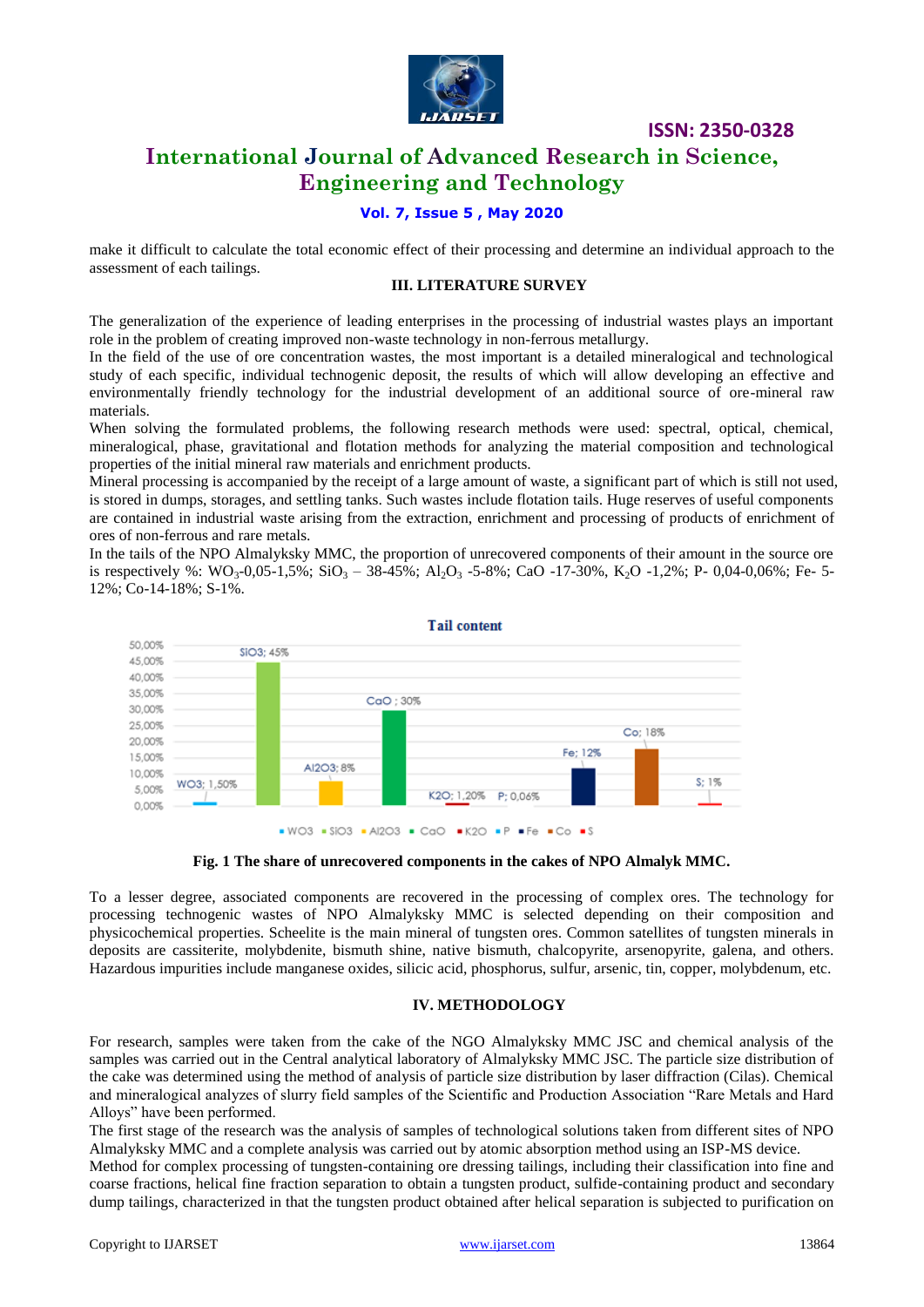make it difficult to calculate the total economic effect of their processing and determine an individual approach to the assessment of each tailings.

## III. LITERATURE SURVEY

The generalization of the experience of leading enterprises in the processing of industrial wastes plays an important role in the problem of creating improved non-waste technology in non-ferrous metallurgy.

In the field of the use of ore concentration wastes, the most important is a detailed mineralogical and technological study of each specific, individual technogenic deposit, the results of which will allow developing an effective and environmentally friendly technology for the industrial development of an additional source of ore-mineral raw materials.

When solving the formulated problems, the following research methods were used: spectral, optical, chemical, mineralogical, phase, gravitational and flotation methods for analyzing the material composition and technological properties of the initial mineral raw materials and enrichment products.

Mineral processing is accompanied by the receipt of a large amount of waste, a significant part of which is still not used, is stored in dumps, storages, and settling tanks. Such wastes include flotation tails. Huge reserves of useful components are contained in industrial waste arising from the extraction, enrichment and processing of products of enrichment of ores of non-ferrous and rare metals.

In the tails of the NPO Almalyksky MMC, the proportion of unrecovered components of their amount in the source ore is respectively %: $WO_3$-0,05-1,5%; $SiO_3$ – 38-45%; $Al_2O_3$ -5-8%; CaO -17-30%, $K_2O$ -1,2%; P- 0,04-0,06%; Fe- 5-12%; Co-14-18%; S-1%.

Tail content

| Component | Content |
| --- | --- |
| WO3 | 1,50% |
| SIO3 | 45% |
| Al2O3 | 8% |
| CaO | 30% |
| K2O | 1,20% |
| P | 0,06% |
| Fe | 12% |
| Co | 18% |
| S | 1% |

**Fig. 1 The share of unrecovered components in the cakes of NPO Almalyk MMC.**

To a lesser degree, associated components are recovered in the processing of complex ores. The technology for processing technogenic wastes of NPO Almalyksky MMC is selected depending on their composition and physicochemical properties. Scheelite is the main mineral of tungsten ores. Common satellites of tungsten minerals in deposits are cassiterite, molybdenite, bismuth shine, native bismuth, chalcopyrite, arsenopyrite, galena, and others. Hazardous impurities include manganese oxides, silicic acid, phosphorus, sulfur, arsenic, tin, copper, molybdenum, etc.

## IV. METHODOLOGY

For research, samples were taken from the cake of the NGO Almalyksky MMC JSC and chemical analysis of the samples was carried out in the Central analytical laboratory of Almalyksky MMC JSC. The particle size distribution of the cake was determined using the method of analysis of particle size distribution by laser diffraction (Cilas). Chemical and mineralogical analyzes of slurry field samples of the Scientific and Production Association "Rare Metals and Hard Alloys" have been performed.

The first stage of the research was the analysis of samples of technological solutions taken from different sites of NPO Almalyksky MMC and a complete analysis was carried out by atomic absorption method using an ISP-MS device.

Method for complex processing of tungsten-containing ore dressing tailings, including their classification into fine and coarse fractions, helical fine fraction separation to obtain a tungsten product, sulfide-containing product and secondary dump tailings, characterized in that the tungsten product obtained after helical separation is subjected to purification on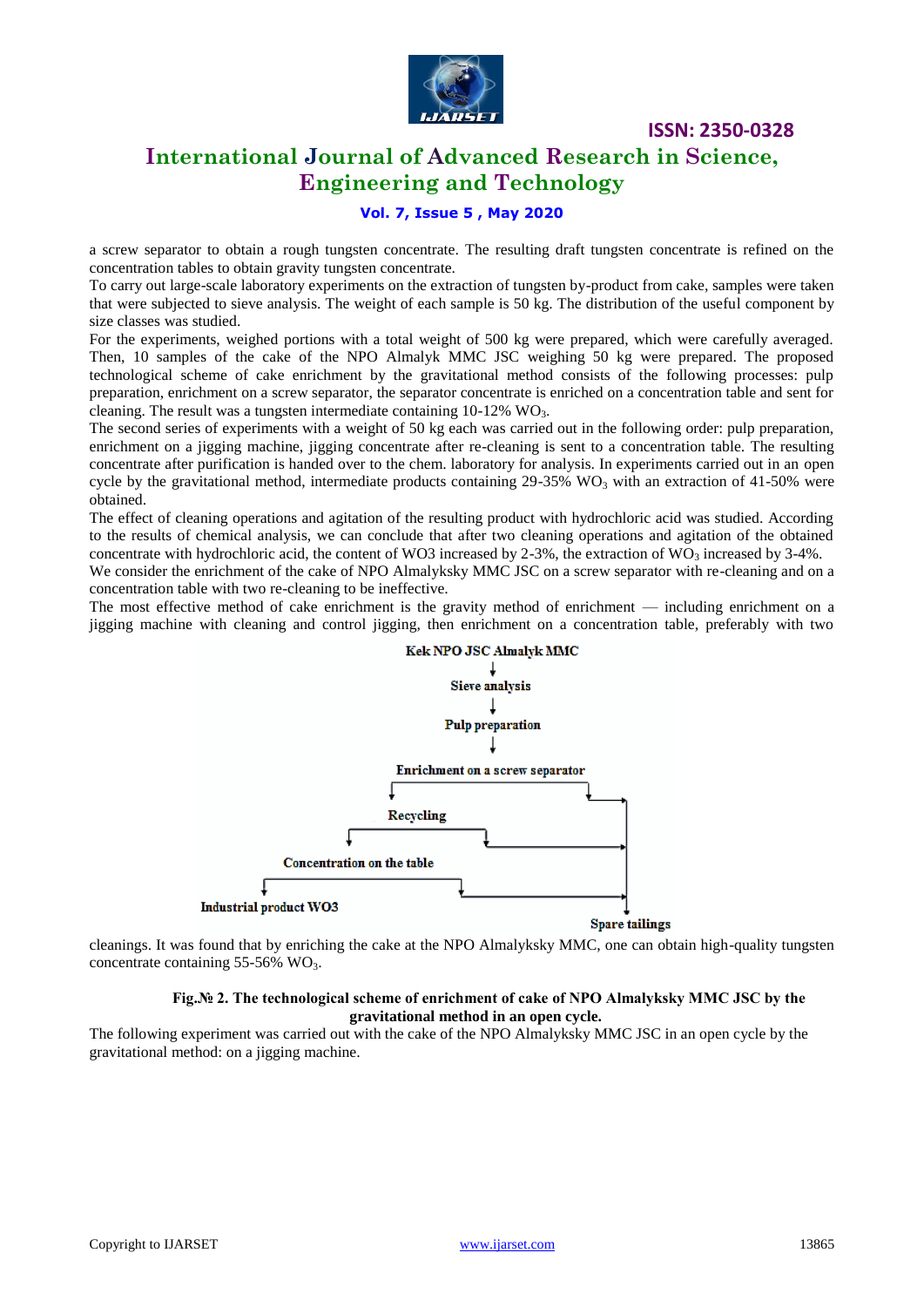a screw separator to obtain a rough tungsten concentrate. The resulting draft tungsten concentrate is refined on the concentration tables to obtain gravity tungsten concentrate.

To carry out large-scale laboratory experiments on the extraction of tungsten by-product from cake, samples were taken that were subjected to sieve analysis. The weight of each sample is 50 kg. The distribution of the useful component by size classes was studied.

For the experiments, weighed portions with a total weight of 500 kg were prepared, which were carefully averaged. Then, 10 samples of the cake of the NPO Almalyk MMC JSC weighing 50 kg were prepared. The proposed technological scheme of cake enrichment by the gravitational method consists of the following processes: pulp preparation, enrichment on a screw separator, the separator concentrate is enriched on a concentration table and sent for cleaning. The result was a tungsten intermediate containing 10-12% $WO_3$.

The second series of experiments with a weight of 50 kg each was carried out in the following order: pulp preparation, enrichment on a jigging machine, jigging concentrate after re-cleaning is sent to a concentration table. The resulting concentrate after purification is handed over to the chem. laboratory for analysis. In experiments carried out in an open cycle by the gravitational method, intermediate products containing 29-35% $WO_3$ with an extraction of 41-50% were obtained.

The effect of cleaning operations and agitation of the resulting product with hydrochloric acid was studied. According to the results of chemical analysis, we can conclude that after two cleaning operations and agitation of the obtained concentrate with hydrochloric acid, the content of WO3 increased by 2-3%, the extraction of $WO_3$ increased by 3-4%.

We consider the enrichment of the cake of NPO Almalyksky MMC JSC on a screw separator with re-cleaning and on a concentration table with two re-cleaning to be ineffective.

The most effective method of cake enrichment is the gravity method of enrichment — including enrichment on a jigging machine with cleaning and control jigging, then enrichment on a concentration table, preferably with two cleanings. It was found that by enriching the cake at the NPO Almalyksky MMC, one can obtain high-quality tungsten concentrate containing 55-56% $WO_3$.

Kek NPO JSC Almalyk MMC → Sieve analysis → Pulp preparation → Enrichment on a screw separator → Recycling → Concentration on the table → Industrial product WO3; Spare tailings

**Fig.№ 2. The technological scheme of enrichment of cake of NPO Almalyksky MMC JSC by the gravitational method in an open cycle.**

The following experiment was carried out with the cake of the NPO Almalyksky MMC JSC in an open cycle by the gravitational method: on a jigging machine.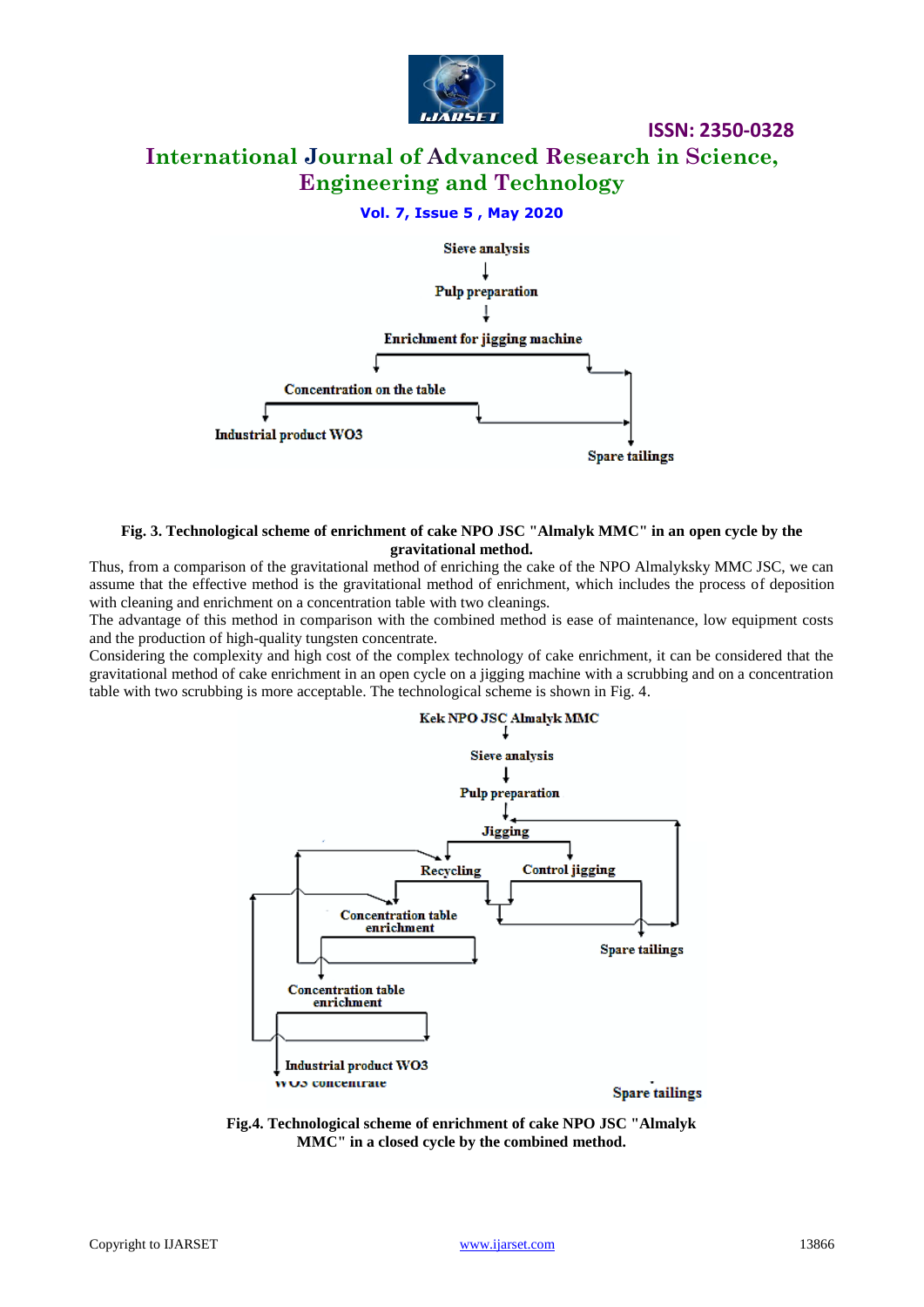Sieve analysis

Pulp preparation

Enrichment for jigging machine

Concentration on the table

Industrial product WO3

Spare tailings

**Fig. 3. Technological scheme of enrichment of cake NPO JSC "Almalyk MMC" in an open cycle by the gravitational method.**

Thus, from a comparison of the gravitational method of enriching the cake of the NPO Almalykskу MMC JSC, we can assume that the effective method is the gravitational method of enrichment, which includes the process of deposition with cleaning and enrichment on a concentration table with two cleanings.

The advantage of this method in comparison with the combined method is ease of maintenance, low equipment costs and the production of high-quality tungsten concentrate.

Considering the complexity and high cost of the complex technology of cake enrichment, it can be considered that the gravitational method of cake enrichment in an open cycle on a jigging machine with a scrubbing and on a concentration table with two scrubbing is more acceptable. The technological scheme is shown in Fig. 4.

Kek NPO JSC Almalyk MMC

Sieve analysis

Pulp preparation

Jigging

Recycling

Control jigging

Concentration table enrichment

Spare tailings

Concentration table enrichment

Industrial product WO3

WO3 concentrate

Spare tailings

**Fig.4. Technological scheme of enrichment of cake NPO JSC "Almalyk MMC" in a closed cycle by the combined method.**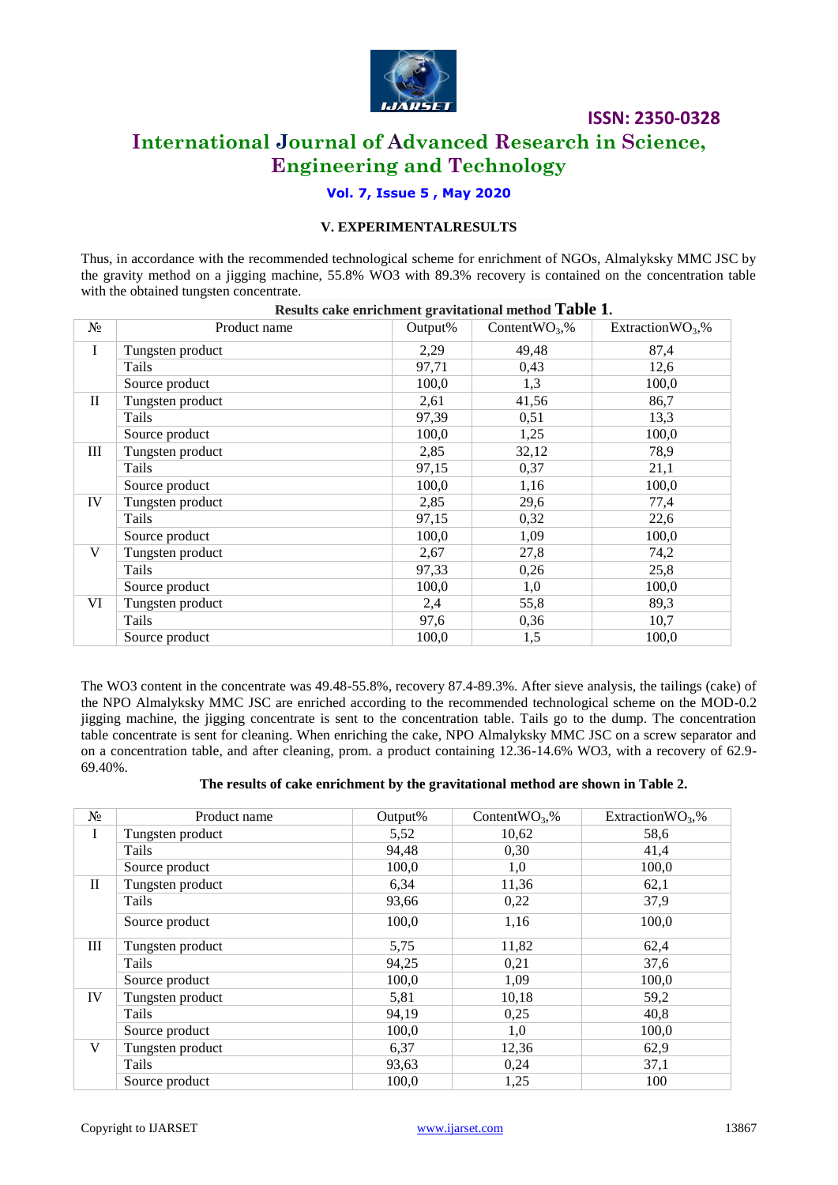### V. EXPERIMENTALRESULTS

Thus, in accordance with the recommended technological scheme for enrichment of NGOs, Almalyksky MMC JSC by the gravity method on a jigging machine, 55.8% WO3 with 89.3% recovery is contained on the concentration table with the obtained tungsten concentrate.

**Results cake enrichment gravitational method Table 1.**

| № | Product name | Output% | Content$WO_3$,% | Extraction$WO_3$,% |
|---|---|---|---|---|
| I | Tungsten product | 2,29 | 49,48 | 87,4 |
| | Tails | 97,71 | 0,43 | 12,6 |
| | Source product | 100,0 | 1,3 | 100,0 |
| II | Tungsten product | 2,61 | 41,56 | 86,7 |
| | Tails | 97,39 | 0,51 | 13,3 |
| | Source product | 100,0 | 1,25 | 100,0 |
| III | Tungsten product | 2,85 | 32,12 | 78,9 |
| | Tails | 97,15 | 0,37 | 21,1 |
| | Source product | 100,0 | 1,16 | 100,0 |
| IV | Tungsten product | 2,85 | 29,6 | 77,4 |
| | Tails | 97,15 | 0,32 | 22,6 |
| | Source product | 100,0 | 1,09 | 100,0 |
| V | Tungsten product | 2,67 | 27,8 | 74,2 |
| | Tails | 97,33 | 0,26 | 25,8 |
| | Source product | 100,0 | 1,0 | 100,0 |
| VI | Tungsten product | 2,4 | 55,8 | 89,3 |
| | Tails | 97,6 | 0,36 | 10,7 |
| | Source product | 100,0 | 1,5 | 100,0 |

The WO3 content in the concentrate was 49.48-55.8%, recovery 87.4-89.3%. After sieve analysis, the tailings (cake) of the NPO Almalyksky MMC JSC are enriched according to the recommended technological scheme on the MOD-0.2 jigging machine, the jigging concentrate is sent to the concentration table. Tails go to the dump. The concentration table concentrate is sent for cleaning. When enriching the cake, NPO Almalyksky MMC JSC on a screw separator and on a concentration table, and after cleaning, prom. a product containing 12.36-14.6% WO3, with a recovery of 62.9-69.40%.

**The results of cake enrichment by the gravitational method are shown in Table 2.**

| № | Product name | Output% | Content$WO_3$,% | Extraction$WO_3$,% |
|---|---|---|---|---|
| I | Tungsten product | 5,52 | 10,62 | 58,6 |
| | Tails | 94,48 | 0,30 | 41,4 |
| | Source product | 100,0 | 1,0 | 100,0 |
| II | Tungsten product | 6,34 | 11,36 | 62,1 |
| | Tails | 93,66 | 0,22 | 37,9 |
| | Source product | 100,0 | 1,16 | 100,0 |
| III | Tungsten product | 5,75 | 11,82 | 62,4 |
| | Tails | 94,25 | 0,21 | 37,6 |
| | Source product | 100,0 | 1,09 | 100,0 |
| IV | Tungsten product | 5,81 | 10,18 | 59,2 |
| | Tails | 94,19 | 0,25 | 40,8 |
| | Source product | 100,0 | 1,0 | 100,0 |
| V | Tungsten product | 6,37 | 12,36 | 62,9 |
| | Tails | 93,63 | 0,24 | 37,1 |
| | Source product | 100,0 | 1,25 | 100 |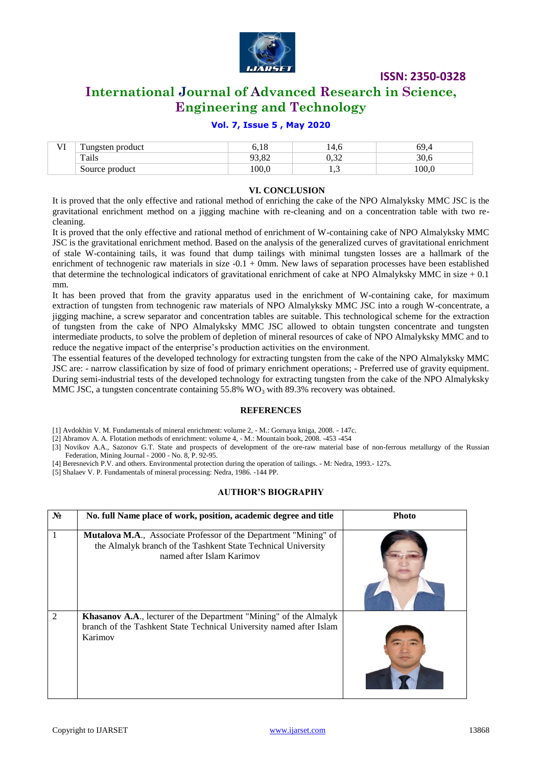| | | | | |
|---|---|---|---|---|
| VI | Tungsten product | 6,18 | 14,6 | 69,4 |
| | Tails | 93,82 | 0,32 | 30,6 |
| | Source product | 100,0 | 1,3 | 100,0 |

## VI. CONCLUSION

It is proved that the only effective and rational method of enriching the cake of the NPO Almalyksky MMC JSC is the gravitational enrichment method on a jigging machine with re-cleaning and on a concentration table with two re-cleaning.

It is proved that the only effective and rational method of enrichment of W-containing cake of NPO Almalyksky MMC JSC is the gravitational enrichment method. Based on the analysis of the generalized curves of gravitational enrichment of stale W-containing tails, it was found that dump tailings with minimal tungsten losses are a hallmark of the enrichment of technogenic raw materials in size -0.1 + 0mm. New laws of separation processes have been established that determine the technological indicators of gravitational enrichment of cake at NPO Almalyksky MMC in size + 0.1 mm.

It has been proved that from the gravity apparatus used in the enrichment of W-containing cake, for maximum extraction of tungsten from technogenic raw materials of NPO Almalyksky MMC JSC into a rough W-concentrate, a jigging machine, a screw separator and concentration tables are suitable. This technological scheme for the extraction of tungsten from the cake of NPO Almalyksky MMC JSC allowed to obtain tungsten concentrate and tungsten intermediate products, to solve the problem of depletion of mineral resources of cake of NPO Almalyksky MMC and to reduce the negative impact of the enterprise's production activities on the environment.

The essential features of the developed technology for extracting tungsten from the cake of the NPO Almalyksky MMC JSC are: - narrow classification by size of food of primary enrichment operations; - Preferred use of gravity equipment. During semi-industrial tests of the developed technology for extracting tungsten from the cake of the NPO Almalyksky MMC JSC, a tungsten concentrate containing 55.8% $WO_3$ with 89.3% recovery was obtained.

## REFERENCES

[1] Avdokhin V. M. Fundamentals of mineral enrichment: volume 2, - M.: Gornaya kniga, 2008. - 147c.

[2] Abramov A. A. Flotation methods of enrichment: volume 4, - M.: Mountain book, 2008. -453 -454

[3] Novikov A.A., Sazonov G.T. State and prospects of development of the ore-raw material base of non-ferrous metallurgy of the Russian Federation, Mining Journal - 2000 - No. 8, P. 92-95.

[4] Beresnevich P.V. and others. Environmental protection during the operation of tailings. - M: Nedra, 1993.- 127s.

[5] Shalaev V. P. Fundamentals of mineral processing: Nedra, 1986. -144 PP.

## AUTHOR'S BIOGRAPHY

| № | No. full Name place of work, position, academic degree and title | Photo |
|---|---|---|
| 1 | **Mutalova M.A.**, Associate Professor of the Department "Mining" of the Almalyk branch of the Tashkent State Technical University named after Islam Karimov | |
| 2 | **Khasanov A.A.**, lecturer of the Department "Mining" of the Almalyk branch of the Tashkent State Technical University named after Islam Karimov | |